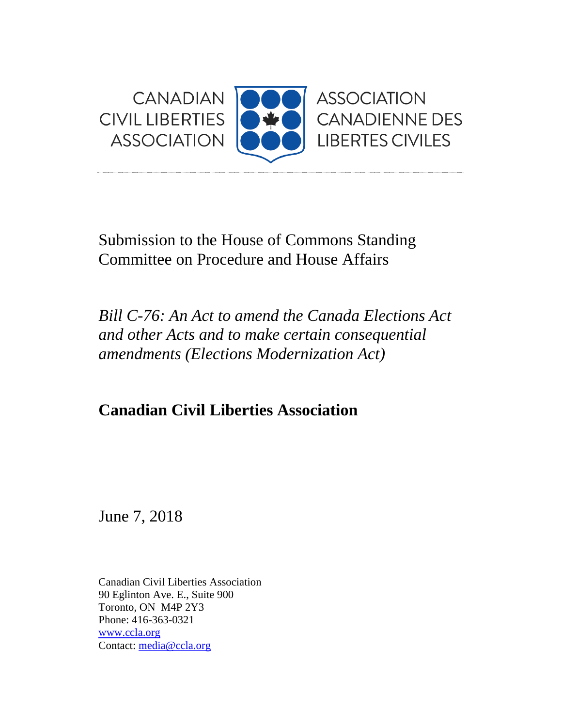CANADIAN CIVIL LIBERTIES ASSOCIATION

ASSOCIATION CANADIENNE DES LIBERTES CIVILES

Submission to the House of Commons Standing Committee on Procedure and House Affairs

*Bill C-76: An Act to amend the Canada Elections Act and other Acts and to make certain consequential amendments (Elections Modernization Act)*

**Canadian Civil Liberties Association**

June 7, 2018

Canadian Civil Liberties Association
90 Eglinton Ave. E., Suite 900
Toronto, ON M4P 2Y3
Phone: 416-363-0321
www.ccla.org
Contact: media@ccla.org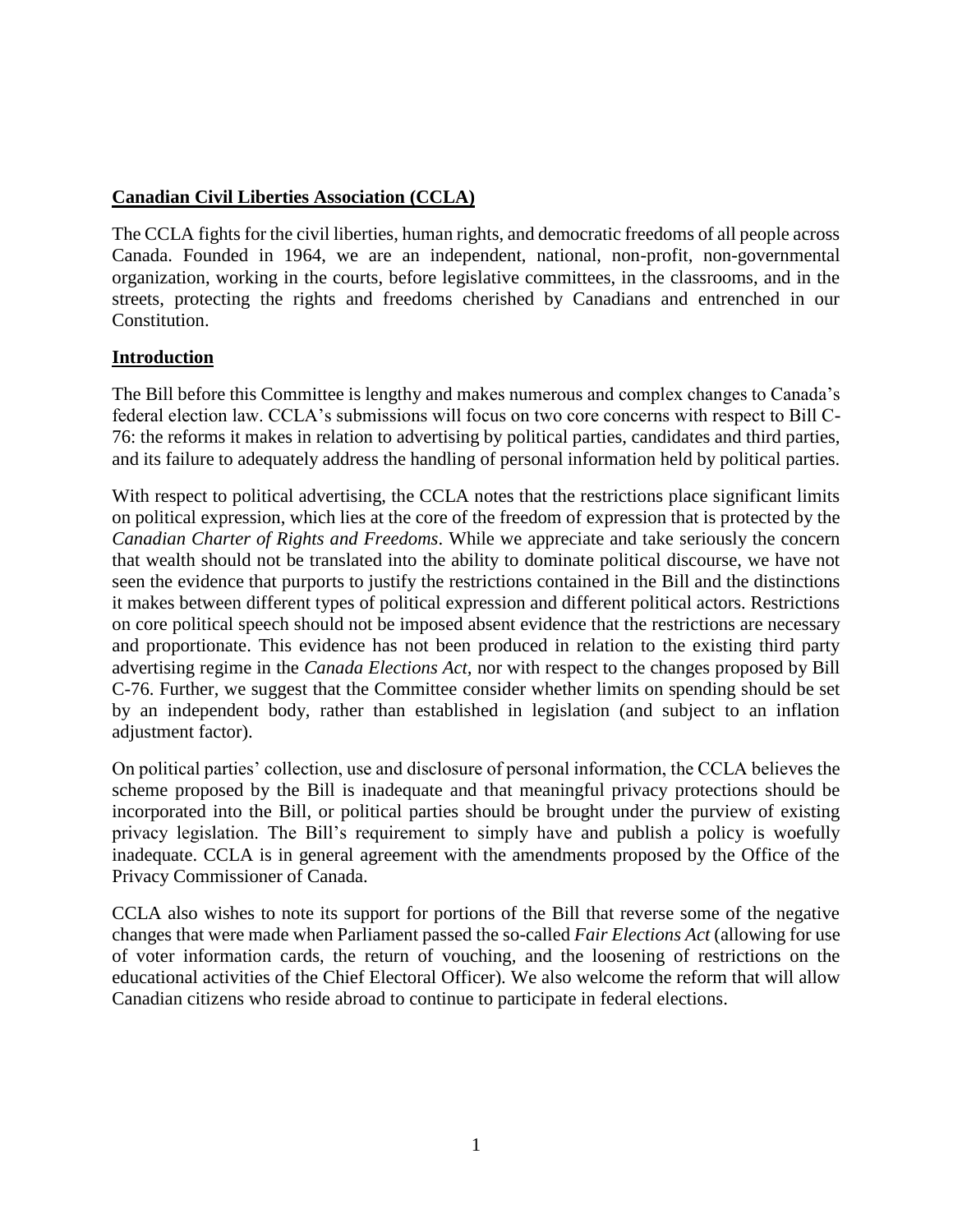## **Canadian Civil Liberties Association (CCLA)**

The CCLA fights for the civil liberties, human rights, and democratic freedoms of all people across Canada. Founded in 1964, we are an independent, national, non-profit, non-governmental organization, working in the courts, before legislative committees, in the classrooms, and in the streets, protecting the rights and freedoms cherished by Canadians and entrenched in our Constitution.

## **Introduction**

The Bill before this Committee is lengthy and makes numerous and complex changes to Canada's federal election law. CCLA's submissions will focus on two core concerns with respect to Bill C-76: the reforms it makes in relation to advertising by political parties, candidates and third parties, and its failure to adequately address the handling of personal information held by political parties.

With respect to political advertising, the CCLA notes that the restrictions place significant limits on political expression, which lies at the core of the freedom of expression that is protected by the *Canadian Charter of Rights and Freedoms*. While we appreciate and take seriously the concern that wealth should not be translated into the ability to dominate political discourse, we have not seen the evidence that purports to justify the restrictions contained in the Bill and the distinctions it makes between different types of political expression and different political actors. Restrictions on core political speech should not be imposed absent evidence that the restrictions are necessary and proportionate. This evidence has not been produced in relation to the existing third party advertising regime in the *Canada Elections Act*, nor with respect to the changes proposed by Bill C-76. Further, we suggest that the Committee consider whether limits on spending should be set by an independent body, rather than established in legislation (and subject to an inflation adjustment factor).

On political parties' collection, use and disclosure of personal information, the CCLA believes the scheme proposed by the Bill is inadequate and that meaningful privacy protections should be incorporated into the Bill, or political parties should be brought under the purview of existing privacy legislation. The Bill's requirement to simply have and publish a policy is woefully inadequate. CCLA is in general agreement with the amendments proposed by the Office of the Privacy Commissioner of Canada.

CCLA also wishes to note its support for portions of the Bill that reverse some of the negative changes that were made when Parliament passed the so-called *Fair Elections Act* (allowing for use of voter information cards, the return of vouching, and the loosening of restrictions on the educational activities of the Chief Electoral Officer). We also welcome the reform that will allow Canadian citizens who reside abroad to continue to participate in federal elections.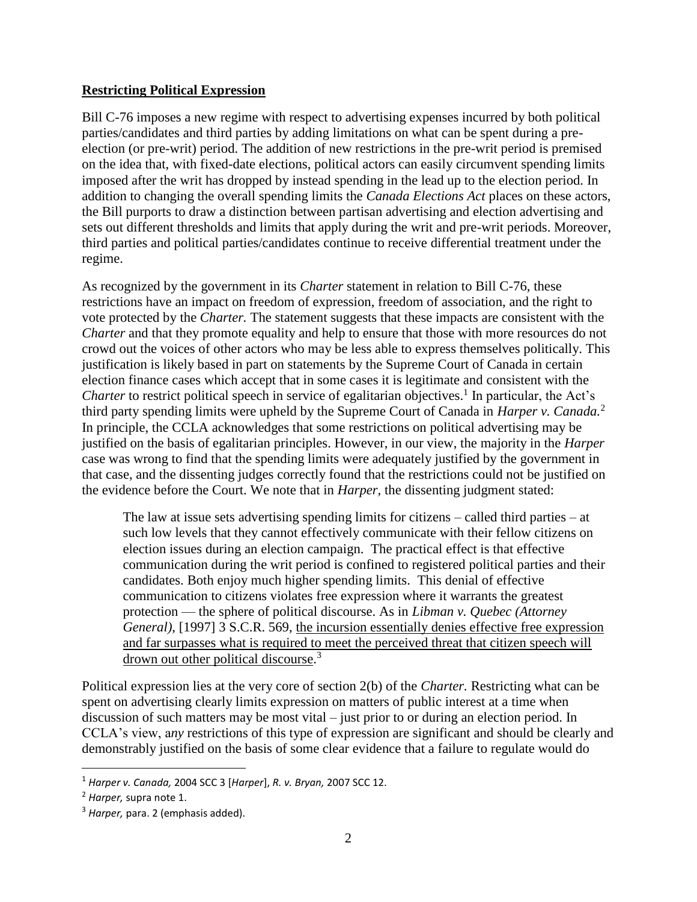## **Restricting Political Expression**

Bill C-76 imposes a new regime with respect to advertising expenses incurred by both political parties/candidates and third parties by adding limitations on what can be spent during a pre-election (or pre-writ) period. The addition of new restrictions in the pre-writ period is premised on the idea that, with fixed-date elections, political actors can easily circumvent spending limits imposed after the writ has dropped by instead spending in the lead up to the election period. In addition to changing the overall spending limits the *Canada Elections Act* places on these actors, the Bill purports to draw a distinction between partisan advertising and election advertising and sets out different thresholds and limits that apply during the writ and pre-writ periods. Moreover, third parties and political parties/candidates continue to receive differential treatment under the regime.

As recognized by the government in its *Charter* statement in relation to Bill C-76, these restrictions have an impact on freedom of expression, freedom of association, and the right to vote protected by the *Charter.* The statement suggests that these impacts are consistent with the *Charter* and that they promote equality and help to ensure that those with more resources do not crowd out the voices of other actors who may be less able to express themselves politically. This justification is likely based in part on statements by the Supreme Court of Canada in certain election finance cases which accept that in some cases it is legitimate and consistent with the *Charter* to restrict political speech in service of egalitarian objectives.[1] In particular, the Act's third party spending limits were upheld by the Supreme Court of Canada in *Harper v. Canada.*[2] In principle, the CCLA acknowledges that some restrictions on political advertising may be justified on the basis of egalitarian principles. However, in our view, the majority in the *Harper* case was wrong to find that the spending limits were adequately justified by the government in that case, and the dissenting judges correctly found that the restrictions could not be justified on the evidence before the Court. We note that in *Harper,* the dissenting judgment stated:

> The law at issue sets advertising spending limits for citizens – called third parties – at such low levels that they cannot effectively communicate with their fellow citizens on election issues during an election campaign. The practical effect is that effective communication during the writ period is confined to registered political parties and their candidates. Both enjoy much higher spending limits. This denial of effective communication to citizens violates free expression where it warrants the greatest protection — the sphere of political discourse. As in *Libman v. Quebec (Attorney General),* [1997] 3 S.C.R. 569, <u>the incursion essentially denies effective free expression and far surpasses what is required to meet the perceived threat that citizen speech will drown out other political discourse</u>.[3]

Political expression lies at the very core of section 2(b) of the *Charter.* Restricting what can be spent on advertising clearly limits expression on matters of public interest at a time when discussion of such matters may be most vital – just prior to or during an election period. In CCLA's view, a*ny* restrictions of this type of expression are significant and should be clearly and demonstrably justified on the basis of some clear evidence that a failure to regulate would do

---

[1] *Harper v. Canada,* 2004 SCC 3 [*Harper*], *R. v. Bryan,* 2007 SCC 12.

[2] *Harper,* supra note 1.

[3] *Harper,* para. 2 (emphasis added).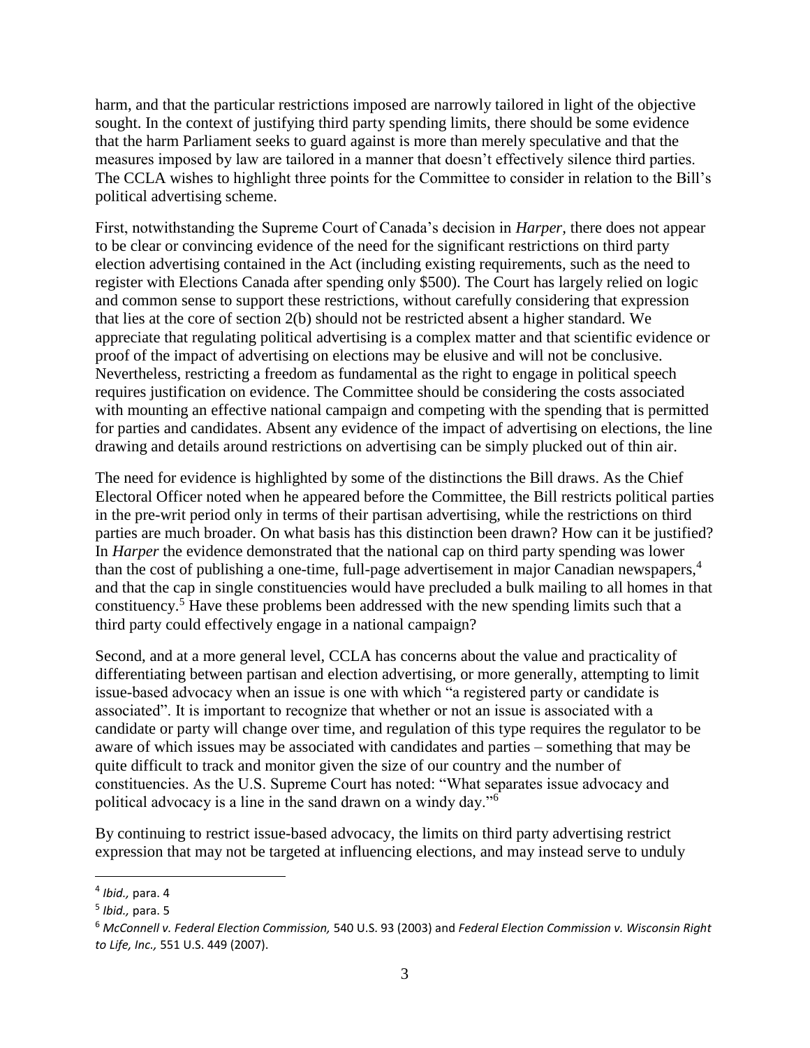harm, and that the particular restrictions imposed are narrowly tailored in light of the objective sought. In the context of justifying third party spending limits, there should be some evidence that the harm Parliament seeks to guard against is more than merely speculative and that the measures imposed by law are tailored in a manner that doesn't effectively silence third parties. The CCLA wishes to highlight three points for the Committee to consider in relation to the Bill's political advertising scheme.

First, notwithstanding the Supreme Court of Canada's decision in *Harper*, there does not appear to be clear or convincing evidence of the need for the significant restrictions on third party election advertising contained in the Act (including existing requirements, such as the need to register with Elections Canada after spending only $500). The Court has largely relied on logic and common sense to support these restrictions, without carefully considering that expression that lies at the core of section 2(b) should not be restricted absent a higher standard. We appreciate that regulating political advertising is a complex matter and that scientific evidence or proof of the impact of advertising on elections may be elusive and will not be conclusive. Nevertheless, restricting a freedom as fundamental as the right to engage in political speech requires justification on evidence. The Committee should be considering the costs associated with mounting an effective national campaign and competing with the spending that is permitted for parties and candidates. Absent any evidence of the impact of advertising on elections, the line drawing and details around restrictions on advertising can be simply plucked out of thin air.

The need for evidence is highlighted by some of the distinctions the Bill draws. As the Chief Electoral Officer noted when he appeared before the Committee, the Bill restricts political parties in the pre-writ period only in terms of their partisan advertising, while the restrictions on third parties are much broader. On what basis has this distinction been drawn? How can it be justified? In *Harper* the evidence demonstrated that the national cap on third party spending was lower than the cost of publishing a one-time, full-page advertisement in major Canadian newspapers,[4] and that the cap in single constituencies would have precluded a bulk mailing to all homes in that constituency.[5] Have these problems been addressed with the new spending limits such that a third party could effectively engage in a national campaign?

Second, and at a more general level, CCLA has concerns about the value and practicality of differentiating between partisan and election advertising, or more generally, attempting to limit issue-based advocacy when an issue is one with which "a registered party or candidate is associated". It is important to recognize that whether or not an issue is associated with a candidate or party will change over time, and regulation of this type requires the regulator to be aware of which issues may be associated with candidates and parties – something that may be quite difficult to track and monitor given the size of our country and the number of constituencies. As the U.S. Supreme Court has noted: "What separates issue advocacy and political advocacy is a line in the sand drawn on a windy day."[6]

By continuing to restrict issue-based advocacy, the limits on third party advertising restrict expression that may not be targeted at influencing elections, and may instead serve to unduly

---

[4] *Ibid.,* para. 4

[5] *Ibid.,* para. 5

[6] *McConnell v. Federal Election Commission,* 540 U.S. 93 (2003) and *Federal Election Commission v. Wisconsin Right to Life, Inc.,* 551 U.S. 449 (2007).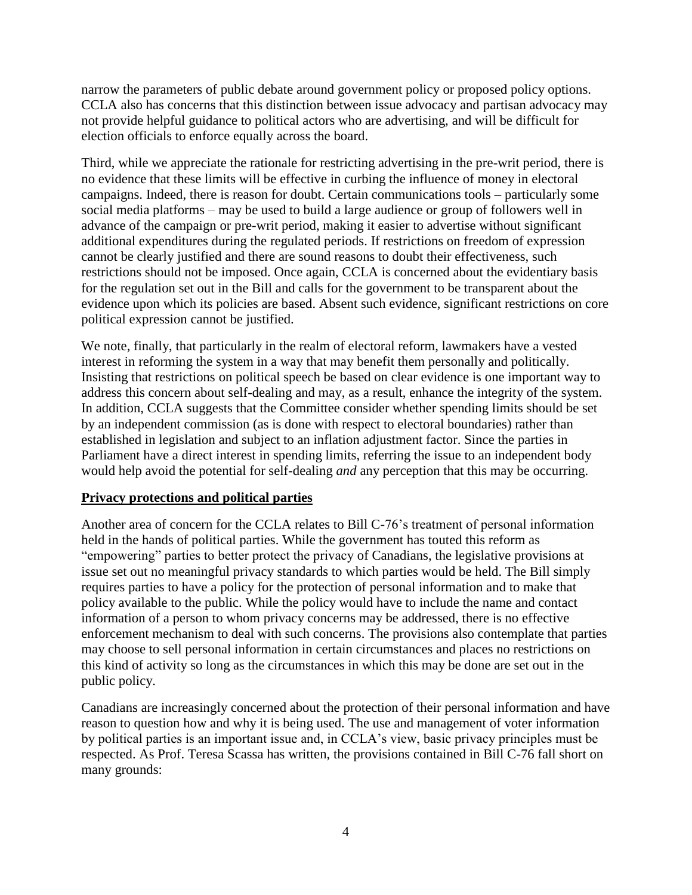narrow the parameters of public debate around government policy or proposed policy options. CCLA also has concerns that this distinction between issue advocacy and partisan advocacy may not provide helpful guidance to political actors who are advertising, and will be difficult for election officials to enforce equally across the board.

Third, while we appreciate the rationale for restricting advertising in the pre-writ period, there is no evidence that these limits will be effective in curbing the influence of money in electoral campaigns. Indeed, there is reason for doubt. Certain communications tools – particularly some social media platforms – may be used to build a large audience or group of followers well in advance of the campaign or pre-writ period, making it easier to advertise without significant additional expenditures during the regulated periods. If restrictions on freedom of expression cannot be clearly justified and there are sound reasons to doubt their effectiveness, such restrictions should not be imposed. Once again, CCLA is concerned about the evidentiary basis for the regulation set out in the Bill and calls for the government to be transparent about the evidence upon which its policies are based. Absent such evidence, significant restrictions on core political expression cannot be justified.

We note, finally, that particularly in the realm of electoral reform, lawmakers have a vested interest in reforming the system in a way that may benefit them personally and politically. Insisting that restrictions on political speech be based on clear evidence is one important way to address this concern about self-dealing and may, as a result, enhance the integrity of the system. In addition, CCLA suggests that the Committee consider whether spending limits should be set by an independent commission (as is done with respect to electoral boundaries) rather than established in legislation and subject to an inflation adjustment factor. Since the parties in Parliament have a direct interest in spending limits, referring the issue to an independent body would help avoid the potential for self-dealing *and* any perception that this may be occurring.

## Privacy protections and political parties

Another area of concern for the CCLA relates to Bill C-76's treatment of personal information held in the hands of political parties. While the government has touted this reform as "empowering" parties to better protect the privacy of Canadians, the legislative provisions at issue set out no meaningful privacy standards to which parties would be held. The Bill simply requires parties to have a policy for the protection of personal information and to make that policy available to the public. While the policy would have to include the name and contact information of a person to whom privacy concerns may be addressed, there is no effective enforcement mechanism to deal with such concerns. The provisions also contemplate that parties may choose to sell personal information in certain circumstances and places no restrictions on this kind of activity so long as the circumstances in which this may be done are set out in the public policy.

Canadians are increasingly concerned about the protection of their personal information and have reason to question how and why it is being used. The use and management of voter information by political parties is an important issue and, in CCLA's view, basic privacy principles must be respected. As Prof. Teresa Scassa has written, the provisions contained in Bill C-76 fall short on many grounds: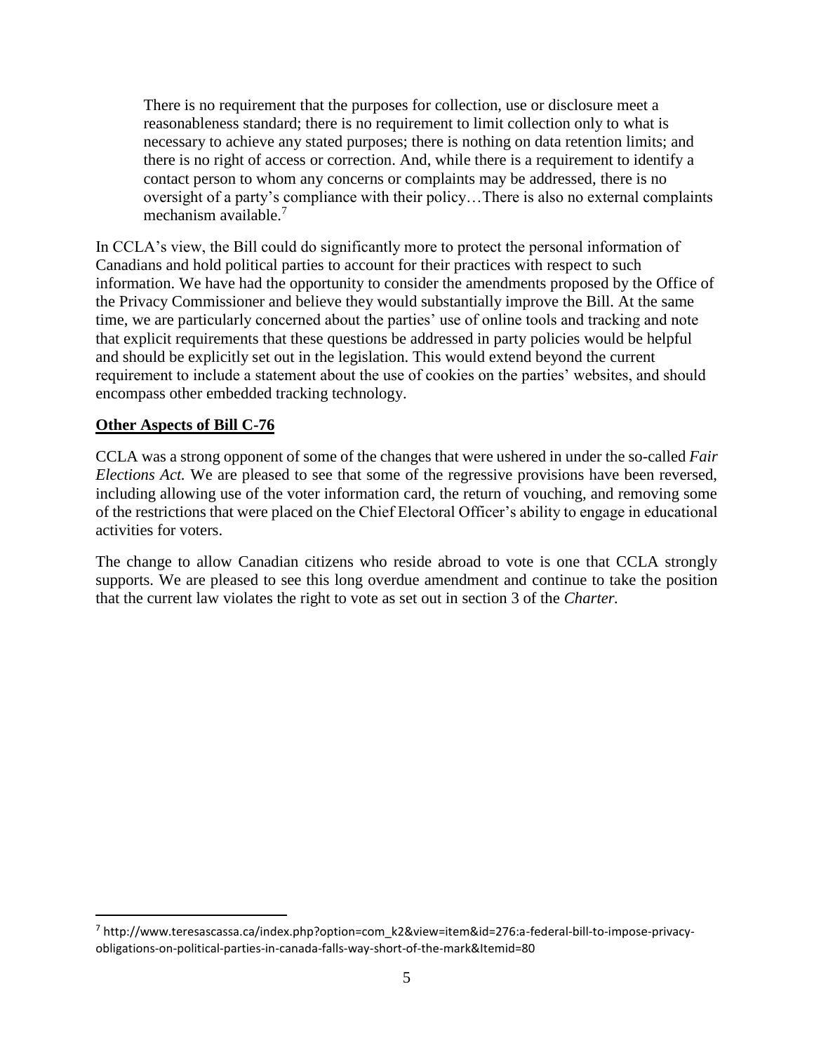> There is no requirement that the purposes for collection, use or disclosure meet a reasonableness standard; there is no requirement to limit collection only to what is necessary to achieve any stated purposes; there is nothing on data retention limits; and there is no right of access or correction. And, while there is a requirement to identify a contact person to whom any concerns or complaints may be addressed, there is no oversight of a party's compliance with their policy…There is also no external complaints mechanism available.[7]

In CCLA's view, the Bill could do significantly more to protect the personal information of Canadians and hold political parties to account for their practices with respect to such information. We have had the opportunity to consider the amendments proposed by the Office of the Privacy Commissioner and believe they would substantially improve the Bill. At the same time, we are particularly concerned about the parties' use of online tools and tracking and note that explicit requirements that these questions be addressed in party policies would be helpful and should be explicitly set out in the legislation. This would extend beyond the current requirement to include a statement about the use of cookies on the parties' websites, and should encompass other embedded tracking technology.

**Other Aspects of Bill C-76**

CCLA was a strong opponent of some of the changes that were ushered in under the so-called *Fair Elections Act.* We are pleased to see that some of the regressive provisions have been reversed, including allowing use of the voter information card, the return of vouching, and removing some of the restrictions that were placed on the Chief Electoral Officer's ability to engage in educational activities for voters.

The change to allow Canadian citizens who reside abroad to vote is one that CCLA strongly supports. We are pleased to see this long overdue amendment and continue to take the position that the current law violates the right to vote as set out in section 3 of the *Charter.*

---

[7] http://www.teresascassa.ca/index.php?option=com_k2&view=item&id=276:a-federal-bill-to-impose-privacy-obligations-on-political-parties-in-canada-falls-way-short-of-the-mark&Itemid=80